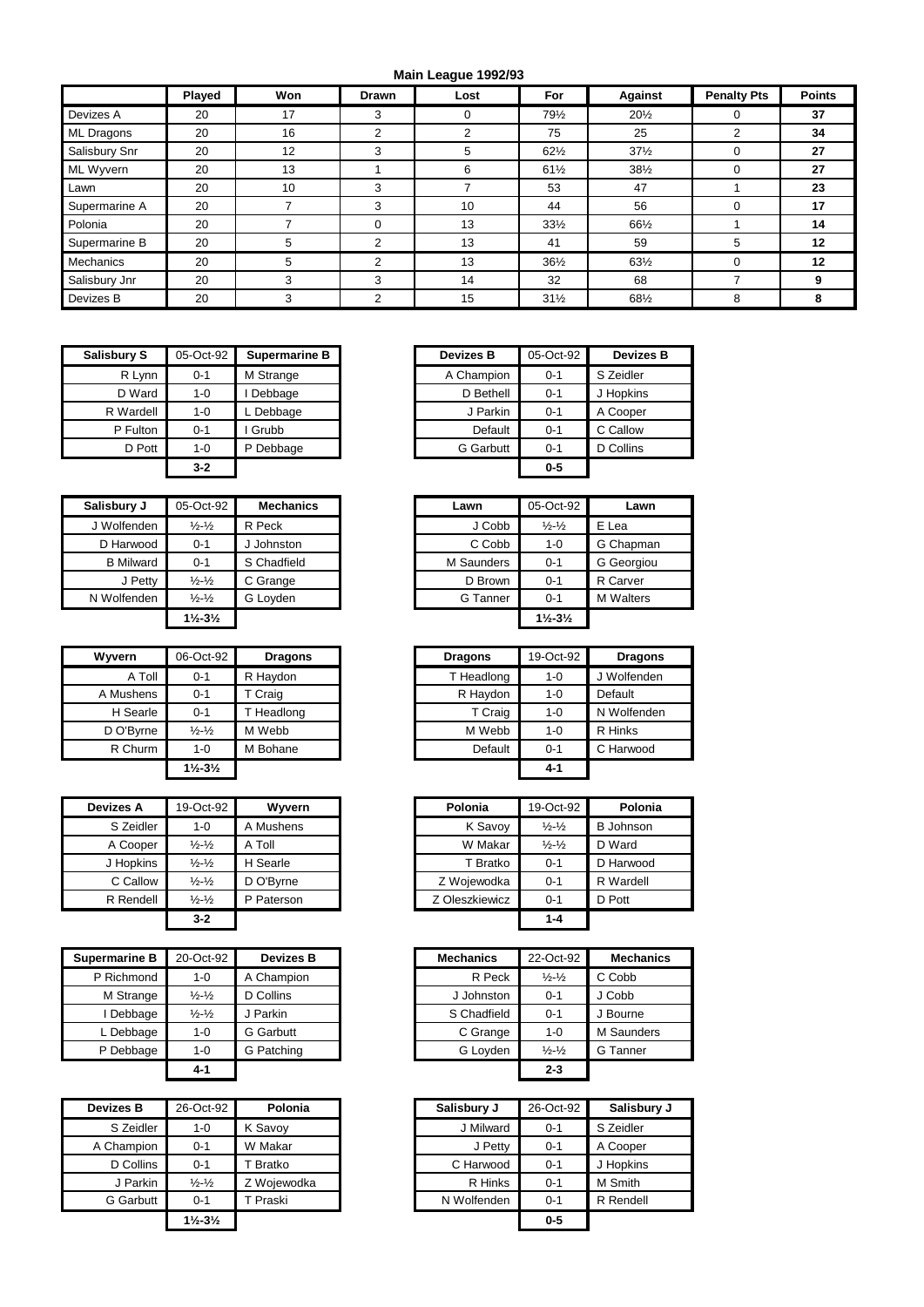**Main League 1992/93**

| | Played | Won | Drawn | Lost | For | Against | Penalty Pts | Points |
|---|---|---|---|---|---|---|---|---|
| Devizes A | 20 | 17 | 3 | 0 | 79½ | 20½ | 0 | **37** |
| ML Dragons | 20 | 16 | 2 | 2 | 75 | 25 | 2 | **34** |
| Salisbury Snr | 20 | 12 | 3 | 5 | 62½ | 37½ | 0 | **27** |
| ML Wyvern | 20 | 13 | 1 | 6 | 61½ | 38½ | 0 | **27** |
| Lawn | 20 | 10 | 3 | 7 | 53 | 47 | 1 | **23** |
| Supermarine A | 20 | 7 | 3 | 10 | 44 | 56 | 0 | **17** |
| Polonia | 20 | 7 | 0 | 13 | 33½ | 66½ | 1 | **14** |
| Supermarine B | 20 | 5 | 2 | 13 | 41 | 59 | 5 | **12** |
| Mechanics | 20 | 5 | 2 | 13 | 36½ | 63½ | 0 | **12** |
| Salisbury Jnr | 20 | 3 | 3 | 14 | 32 | 68 | 7 | **9** |
| Devizes B | 20 | 3 | 2 | 15 | 31½ | 68½ | 8 | **8** |

| Salisbury S | 05-Oct-92 | Supermarine B |
|---|---|---|
| R Lynn | 0-1 | M Strange |
| D Ward | 1-0 | I Debbage |
| R Wardell | 1-0 | L Debbage |
| P Fulton | 0-1 | I Grubb |
| D Pott | 1-0 | P Debbage |
| | **3-2** | |

| Devizes B | 05-Oct-92 | Devizes B |
|---|---|---|
| A Champion | 0-1 | S Zeidler |
| D Bethell | 0-1 | J Hopkins |
| J Parkin | 0-1 | A Cooper |
| Default | 0-1 | C Callow |
| G Garbutt | 0-1 | D Collins |
| | **0-5** | |

| Salisbury J | 05-Oct-92 | Mechanics |
|---|---|---|
| J Wolfenden | ½-½ | R Peck |
| D Harwood | 0-1 | J Johnston |
| B Milward | 0-1 | S Chadfield |
| J Petty | ½-½ | C Grange |
| N Wolfenden | ½-½ | G Loyden |
| | **1½-3½** | |

| Lawn | 05-Oct-92 | Lawn |
|---|---|---|
| J Cobb | ½-½ | E Lea |
| C Cobb | 1-0 | G Chapman |
| M Saunders | 0-1 | G Georgiou |
| D Brown | 0-1 | R Carver |
| G Tanner | 0-1 | M Walters |
| | **1½-3½** | |

| Wyvern | 06-Oct-92 | Dragons |
|---|---|---|
| A Toll | 0-1 | R Haydon |
| A Mushens | 0-1 | T Craig |
| H Searle | 0-1 | T Headlong |
| D O'Byrne | ½-½ | M Webb |
| R Churm | 1-0 | M Bohane |
| | **1½-3½** | |

| Dragons | 19-Oct-92 | Dragons |
|---|---|---|
| T Headlong | 1-0 | J Wolfenden |
| R Haydon | 1-0 | Default |
| T Craig | 1-0 | N Wolfenden |
| M Webb | 1-0 | R Hinks |
| Default | 0-1 | C Harwood |
| | **4-1** | |

| Devizes A | 19-Oct-92 | Wyvern |
|---|---|---|
| S Zeidler | 1-0 | A Mushens |
| A Cooper | ½-½ | A Toll |
| J Hopkins | ½-½ | H Searle |
| C Callow | ½-½ | D O'Byrne |
| R Rendell | ½-½ | P Paterson |
| | **3-2** | |

| Polonia | 19-Oct-92 | Polonia |
|---|---|---|
| K Savoy | ½-½ | B Johnson |
| W Makar | ½-½ | D Ward |
| T Bratko | 0-1 | D Harwood |
| Z Wojewodka | 0-1 | R Wardell |
| Z Oleszkiewicz | 0-1 | D Pott |
| | **1-4** | |

| Supermarine B | 20-Oct-92 | Devizes B |
|---|---|---|
| P Richmond | 1-0 | A Champion |
| M Strange | ½-½ | D Collins |
| I Debbage | ½-½ | J Parkin |
| L Debbage | 1-0 | G Garbutt |
| P Debbage | 1-0 | G Patching |
| | **4-1** | |

| Mechanics | 22-Oct-92 | Mechanics |
|---|---|---|
| R Peck | ½-½ | C Cobb |
| J Johnston | 0-1 | J Cobb |
| S Chadfield | 0-1 | J Bourne |
| C Grange | 1-0 | M Saunders |
| G Loyden | ½-½ | G Tanner |
| | **2-3** | |

| Devizes B | 26-Oct-92 | Polonia |
|---|---|---|
| S Zeidler | 1-0 | K Savoy |
| A Champion | 0-1 | W Makar |
| D Collins | 0-1 | T Bratko |
| J Parkin | ½-½ | Z Wojewodka |
| G Garbutt | 0-1 | T Praski |
| | **1½-3½** | |

| Salisbury J | 26-Oct-92 | Salisbury J |
|---|---|---|
| J Milward | 0-1 | S Zeidler |
| J Petty | 0-1 | A Cooper |
| C Harwood | 0-1 | J Hopkins |
| R Hinks | 0-1 | M Smith |
| N Wolfenden | 0-1 | R Rendell |
| | **0-5** | |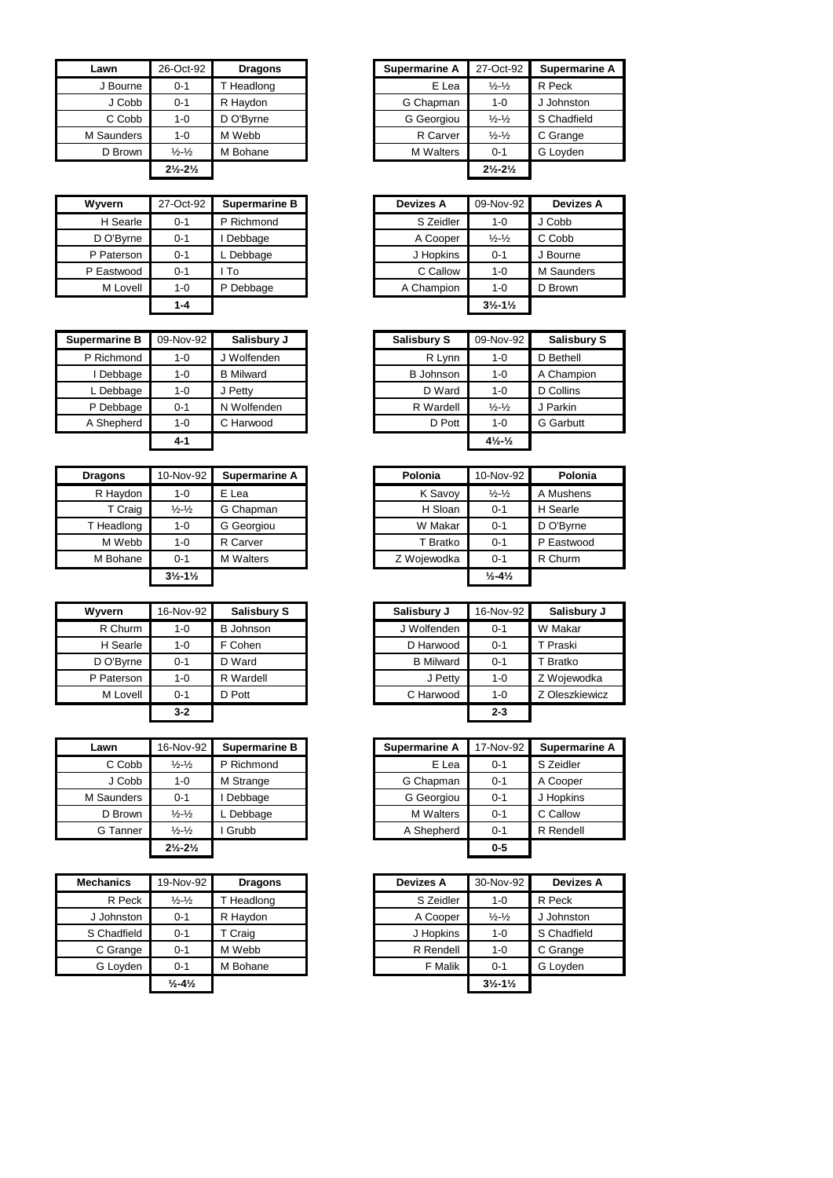| Lawn | 26-Oct-92 | Dragons |
|---|---|---|
| J Bourne | 0-1 | T Headlong |
| J Cobb | 0-1 | R Haydon |
| C Cobb | 1-0 | D O'Byrne |
| M Saunders | 1-0 | M Webb |
| D Brown | ½-½ | M Bohane |
| | 2½-2½ | |

| Supermarine A | 27-Oct-92 | Supermarine A |
|---|---|---|
| E Lea | ½-½ | R Peck |
| G Chapman | 1-0 | J Johnston |
| G Georgiou | ½-½ | S Chadfield |
| R Carver | ½-½ | C Grange |
| M Walters | 0-1 | G Loyden |
| | 2½-2½ | |

| Wyvern | 27-Oct-92 | Supermarine B |
|---|---|---|
| H Searle | 0-1 | P Richmond |
| D O'Byrne | 0-1 | I Debbage |
| P Paterson | 0-1 | L Debbage |
| P Eastwood | 0-1 | I To |
| M Lovell | 1-0 | P Debbage |
| | 1-4 | |

| Devizes A | 09-Nov-92 | Devizes A |
|---|---|---|
| S Zeidler | 1-0 | J Cobb |
| A Cooper | ½-½ | C Cobb |
| J Hopkins | 0-1 | J Bourne |
| C Callow | 1-0 | M Saunders |
| A Champion | 1-0 | D Brown |
| | 3½-1½ | |

| Supermarine B | 09-Nov-92 | Salisbury J |
|---|---|---|
| P Richmond | 1-0 | J Wolfenden |
| I Debbage | 1-0 | B Milward |
| L Debbage | 1-0 | J Petty |
| P Debbage | 0-1 | N Wolfenden |
| A Shepherd | 1-0 | C Harwood |
| | 4-1 | |

| Salisbury S | 09-Nov-92 | Salisbury S |
|---|---|---|
| R Lynn | 1-0 | D Bethell |
| B Johnson | 1-0 | A Champion |
| D Ward | 1-0 | D Collins |
| R Wardell | ½-½ | J Parkin |
| D Pott | 1-0 | G Garbutt |
| | 4½-½ | |

| Dragons | 10-Nov-92 | Supermarine A |
|---|---|---|
| R Haydon | 1-0 | E Lea |
| T Craig | ½-½ | G Chapman |
| T Headlong | 1-0 | G Georgiou |
| M Webb | 1-0 | R Carver |
| M Bohane | 0-1 | M Walters |
| | 3½-1½ | |

| Polonia | 10-Nov-92 | Polonia |
|---|---|---|
| K Savoy | ½-½ | A Mushens |
| H Sloan | 0-1 | H Searle |
| W Makar | 0-1 | D O'Byrne |
| T Bratko | 0-1 | P Eastwood |
| Z Wojewodka | 0-1 | R Churm |
| | ½-4½ | |

| Wyvern | 16-Nov-92 | Salisbury S |
|---|---|---|
| R Churm | 1-0 | B Johnson |
| H Searle | 1-0 | F Cohen |
| D O'Byrne | 0-1 | D Ward |
| P Paterson | 1-0 | R Wardell |
| M Lovell | 0-1 | D Pott |
| | 3-2 | |

| Salisbury J | 16-Nov-92 | Salisbury J |
|---|---|---|
| J Wolfenden | 0-1 | W Makar |
| D Harwood | 0-1 | T Praski |
| B Milward | 0-1 | T Bratko |
| J Petty | 1-0 | Z Wojewodka |
| C Harwood | 1-0 | Z Oleszkiewicz |
| | 2-3 | |

| Lawn | 16-Nov-92 | Supermarine B |
|---|---|---|
| C Cobb | ½-½ | P Richmond |
| J Cobb | 1-0 | M Strange |
| M Saunders | 0-1 | I Debbage |
| D Brown | ½-½ | L Debbage |
| G Tanner | ½-½ | I Grubb |
| | 2½-2½ | |

| Supermarine A | 17-Nov-92 | Supermarine A |
|---|---|---|
| E Lea | 0-1 | S Zeidler |
| G Chapman | 0-1 | A Cooper |
| G Georgiou | 0-1 | J Hopkins |
| M Walters | 0-1 | C Callow |
| A Shepherd | 0-1 | R Rendell |
| | 0-5 | |

| Mechanics | 19-Nov-92 | Dragons |
|---|---|---|
| R Peck | ½-½ | T Headlong |
| J Johnston | 0-1 | R Haydon |
| S Chadfield | 0-1 | T Craig |
| C Grange | 0-1 | M Webb |
| G Loyden | 0-1 | M Bohane |
| | ½-4½ | |

| Devizes A | 30-Nov-92 | Devizes A |
|---|---|---|
| S Zeidler | 1-0 | R Peck |
| A Cooper | ½-½ | J Johnston |
| J Hopkins | 1-0 | S Chadfield |
| R Rendell | 1-0 | C Grange |
| F Malik | 0-1 | G Loyden |
| | 3½-1½ | |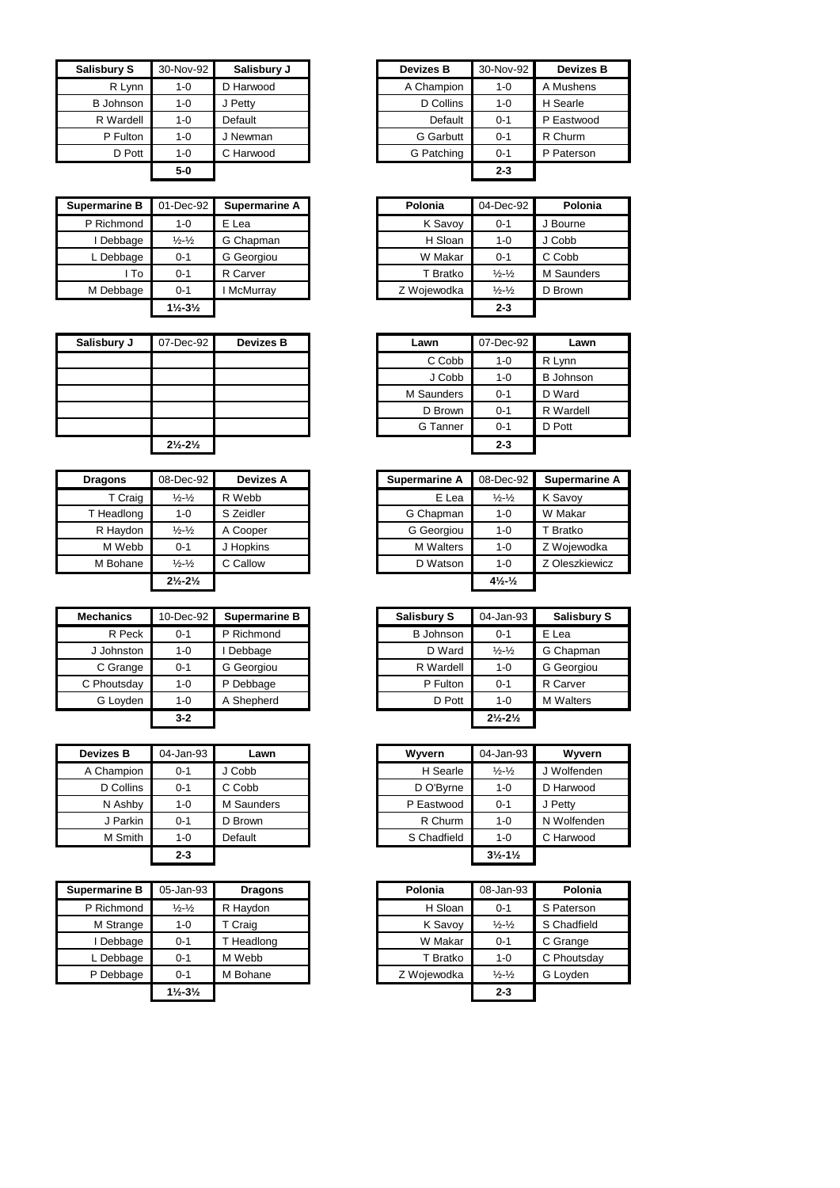| Salisbury S | 30-Nov-92 | Salisbury J |
|---|---|---|
| R Lynn | 1-0 | D Harwood |
| B Johnson | 1-0 | J Petty |
| R Wardell | 1-0 | Default |
| P Fulton | 1-0 | J Newman |
| D Pott | 1-0 | C Harwood |
| | **5-0** | |

| Devizes B | 30-Nov-92 | Devizes B |
|---|---|---|
| A Champion | 1-0 | A Mushens |
| D Collins | 1-0 | H Searle |
| Default | 0-1 | P Eastwood |
| G Garbutt | 0-1 | R Churm |
| G Patching | 0-1 | P Paterson |
| | **2-3** | |

| Supermarine B | 01-Dec-92 | Supermarine A |
|---|---|---|
| P Richmond | 1-0 | E Lea |
| I Debbage | ½-½ | G Chapman |
| L Debbage | 0-1 | G Georgiou |
| I To | 0-1 | R Carver |
| M Debbage | 0-1 | I McMurray |
| | **1½-3½** | |

| Polonia | 04-Dec-92 | Polonia |
|---|---|---|
| K Savoy | 0-1 | J Bourne |
| H Sloan | 1-0 | J Cobb |
| W Makar | 0-1 | C Cobb |
| T Bratko | ½-½ | M Saunders |
| Z Wojewodka | ½-½ | D Brown |
| | **2-3** | |

| Salisbury J | 07-Dec-92 | Devizes B |
|---|---|---|
| | | |
| | | |
| | | |
| | | |
| | | |
| | **2½-2½** | |

| Lawn | 07-Dec-92 | Lawn |
|---|---|---|
| C Cobb | 1-0 | R Lynn |
| J Cobb | 1-0 | B Johnson |
| M Saunders | 0-1 | D Ward |
| D Brown | 0-1 | R Wardell |
| G Tanner | 0-1 | D Pott |
| | **2-3** | |

| Dragons | 08-Dec-92 | Devizes A |
|---|---|---|
| T Craig | ½-½ | R Webb |
| T Headlong | 1-0 | S Zeidler |
| R Haydon | ½-½ | A Cooper |
| M Webb | 0-1 | J Hopkins |
| M Bohane | ½-½ | C Callow |
| | **2½-2½** | |

| Supermarine A | 08-Dec-92 | Supermarine A |
|---|---|---|
| E Lea | ½-½ | K Savoy |
| G Chapman | 1-0 | W Makar |
| G Georgiou | 1-0 | T Bratko |
| M Walters | 1-0 | Z Wojewodka |
| D Watson | 1-0 | Z Oleszkiewicz |
| | **4½-½** | |

| Mechanics | 10-Dec-92 | Supermarine B |
|---|---|---|
| R Peck | 0-1 | P Richmond |
| J Johnston | 1-0 | I Debbage |
| C Grange | 0-1 | G Georgiou |
| C Phoutsday | 1-0 | P Debbage |
| G Loyden | 1-0 | A Shepherd |
| | **3-2** | |

| Salisbury S | 04-Jan-93 | Salisbury S |
|---|---|---|
| B Johnson | 0-1 | E Lea |
| D Ward | ½-½ | G Chapman |
| R Wardell | 1-0 | G Georgiou |
| P Fulton | 0-1 | R Carver |
| D Pott | 1-0 | M Walters |
| | **2½-2½** | |

| Devizes B | 04-Jan-93 | Lawn |
|---|---|---|
| A Champion | 0-1 | J Cobb |
| D Collins | 0-1 | C Cobb |
| N Ashby | 1-0 | M Saunders |
| J Parkin | 0-1 | D Brown |
| M Smith | 1-0 | Default |
| | **2-3** | |

| Wyvern | 04-Jan-93 | Wyvern |
|---|---|---|
| H Searle | ½-½ | J Wolfenden |
| D O'Byrne | 1-0 | D Harwood |
| P Eastwood | 0-1 | J Petty |
| R Churm | 1-0 | N Wolfenden |
| S Chadfield | 1-0 | C Harwood |
| | **3½-1½** | |

| Supermarine B | 05-Jan-93 | Dragons |
|---|---|---|
| P Richmond | ½-½ | R Haydon |
| M Strange | 1-0 | T Craig |
| I Debbage | 0-1 | T Headlong |
| L Debbage | 0-1 | M Webb |
| P Debbage | 0-1 | M Bohane |
| | **1½-3½** | |

| Polonia | 08-Jan-93 | Polonia |
|---|---|---|
| H Sloan | 0-1 | S Paterson |
| K Savoy | ½-½ | S Chadfield |
| W Makar | 0-1 | C Grange |
| T Bratko | 1-0 | C Phoutsday |
| Z Wojewodka | ½-½ | G Loyden |
| | **2-3** | |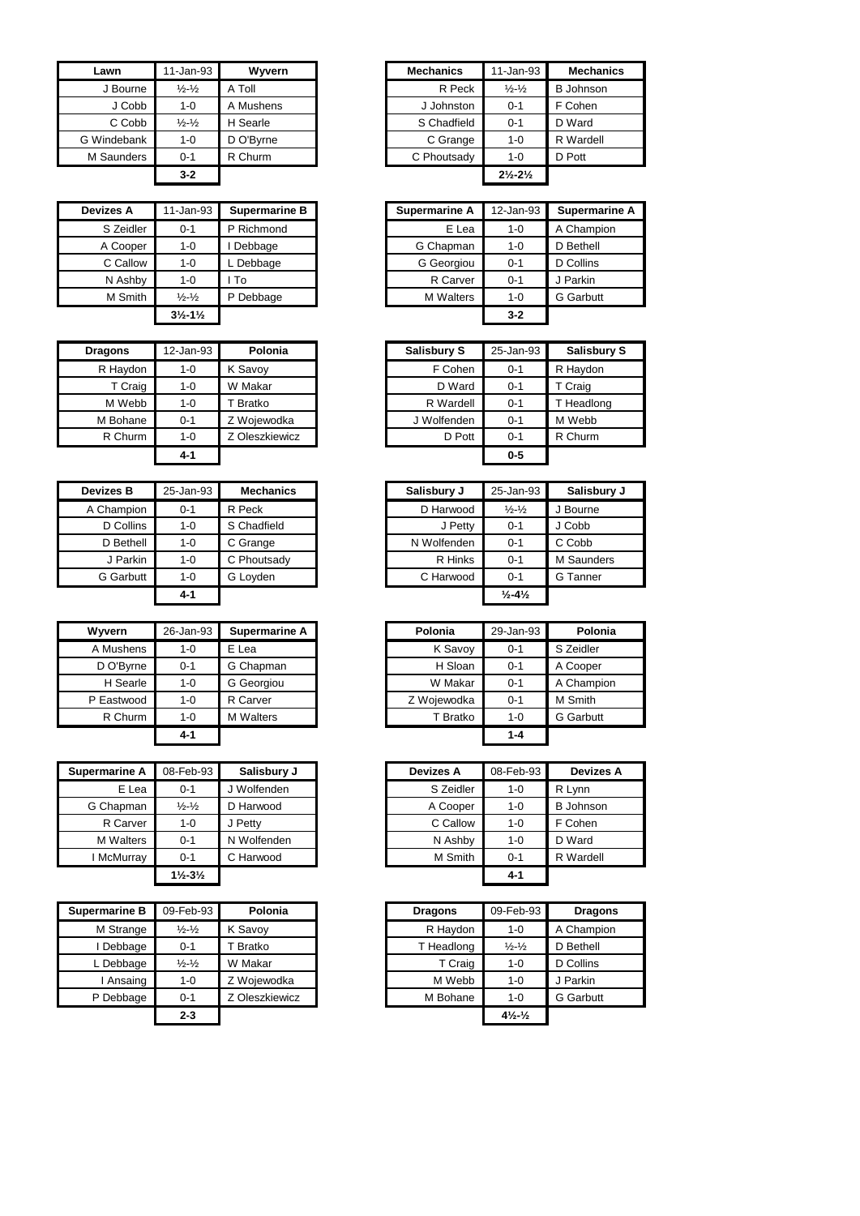| Lawn | 11-Jan-93 | Wyvern |
| --- | --- | --- |
| J Bourne | ½-½ | A Toll |
| J Cobb | 1-0 | A Mushens |
| C Cobb | ½-½ | H Searle |
| G Windebank | 1-0 | D O'Byrne |
| M Saunders | 0-1 | R Churm |
| | 3-2 | |

| Mechanics | 11-Jan-93 | Mechanics |
| --- | --- | --- |
| R Peck | ½-½ | B Johnson |
| J Johnston | 0-1 | F Cohen |
| S Chadfield | 0-1 | D Ward |
| C Grange | 1-0 | R Wardell |
| C Phoutsady | 1-0 | D Pott |
| | 2½-2½ | |

| Devizes A | 11-Jan-93 | Supermarine B |
| --- | --- | --- |
| S Zeidler | 0-1 | P Richmond |
| A Cooper | 1-0 | I Debbage |
| C Callow | 1-0 | L Debbage |
| N Ashby | 1-0 | I To |
| M Smith | ½-½ | P Debbage |
| | 3½-1½ | |

| Supermarine A | 12-Jan-93 | Supermarine A |
| --- | --- | --- |
| E Lea | 1-0 | A Champion |
| G Chapman | 1-0 | D Bethell |
| G Georgiou | 0-1 | D Collins |
| R Carver | 0-1 | J Parkin |
| M Walters | 1-0 | G Garbutt |
| | 3-2 | |

| Dragons | 12-Jan-93 | Polonia |
| --- | --- | --- |
| R Haydon | 1-0 | K Savoy |
| T Craig | 1-0 | W Makar |
| M Webb | 1-0 | T Bratko |
| M Bohane | 0-1 | Z Wojewodka |
| R Churm | 1-0 | Z Oleszkiewicz |
| | 4-1 | |

| Salisbury S | 25-Jan-93 | Salisbury S |
| --- | --- | --- |
| F Cohen | 0-1 | R Haydon |
| D Ward | 0-1 | T Craig |
| R Wardell | 0-1 | T Headlong |
| J Wolfenden | 0-1 | M Webb |
| D Pott | 0-1 | R Churm |
| | 0-5 | |

| Devizes B | 25-Jan-93 | Mechanics |
| --- | --- | --- |
| A Champion | 0-1 | R Peck |
| D Collins | 1-0 | S Chadfield |
| D Bethell | 1-0 | C Grange |
| J Parkin | 1-0 | C Phoutsady |
| G Garbutt | 1-0 | G Loyden |
| | 4-1 | |

| Salisbury J | 25-Jan-93 | Salisbury J |
| --- | --- | --- |
| D Harwood | ½-½ | J Bourne |
| J Petty | 0-1 | J Cobb |
| N Wolfenden | 0-1 | C Cobb |
| R Hinks | 0-1 | M Saunders |
| C Harwood | 0-1 | G Tanner |
| | ½-4½ | |

| Wyvern | 26-Jan-93 | Supermarine A |
| --- | --- | --- |
| A Mushens | 1-0 | E Lea |
| D O'Byrne | 0-1 | G Chapman |
| H Searle | 1-0 | G Georgiou |
| P Eastwood | 1-0 | R Carver |
| R Churm | 1-0 | M Walters |
| | 4-1 | |

| Polonia | 29-Jan-93 | Polonia |
| --- | --- | --- |
| K Savoy | 0-1 | S Zeidler |
| H Sloan | 0-1 | A Cooper |
| W Makar | 0-1 | A Champion |
| Z Wojewodka | 0-1 | M Smith |
| T Bratko | 1-0 | G Garbutt |
| | 1-4 | |

| Supermarine A | 08-Feb-93 | Salisbury J |
| --- | --- | --- |
| E Lea | 0-1 | J Wolfenden |
| G Chapman | ½-½ | D Harwood |
| R Carver | 1-0 | J Petty |
| M Walters | 0-1 | N Wolfenden |
| I McMurray | 0-1 | C Harwood |
| | 1½-3½ | |

| Devizes A | 08-Feb-93 | Devizes A |
| --- | --- | --- |
| S Zeidler | 1-0 | R Lynn |
| A Cooper | 1-0 | B Johnson |
| C Callow | 1-0 | F Cohen |
| N Ashby | 1-0 | D Ward |
| M Smith | 0-1 | R Wardell |
| | 4-1 | |

| Supermarine B | 09-Feb-93 | Polonia |
| --- | --- | --- |
| M Strange | ½-½ | K Savoy |
| I Debbage | 0-1 | T Bratko |
| L Debbage | ½-½ | W Makar |
| I Ansaing | 1-0 | Z Wojewodka |
| P Debbage | 0-1 | Z Oleszkiewicz |
| | 2-3 | |

| Dragons | 09-Feb-93 | Dragons |
| --- | --- | --- |
| R Haydon | 1-0 | A Champion |
| T Headlong | ½-½ | D Bethell |
| T Craig | 1-0 | D Collins |
| M Webb | 1-0 | J Parkin |
| M Bohane | 1-0 | G Garbutt |
| | 4½-½ | |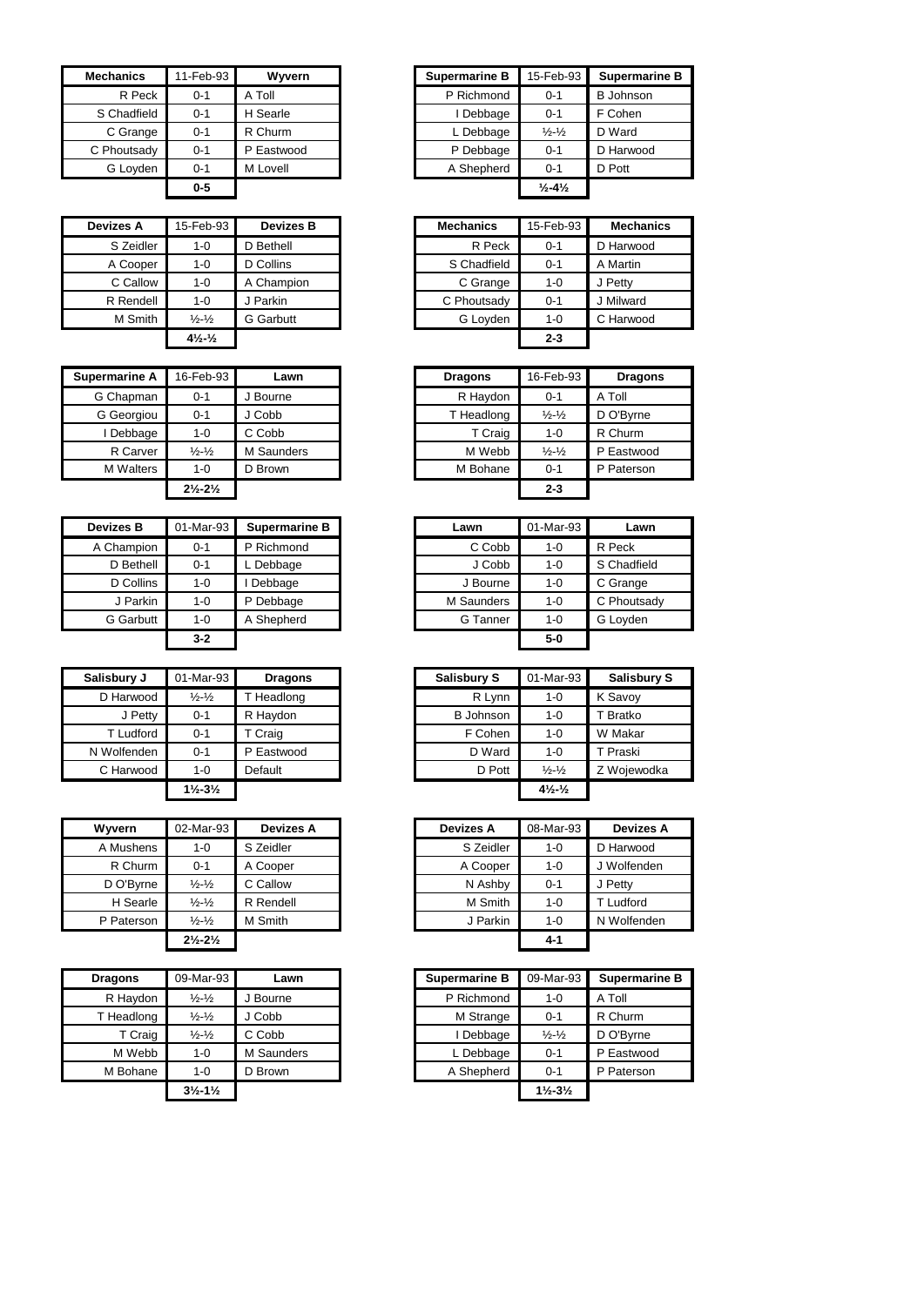| Mechanics | 11-Feb-93 | Wyvern |
|---|---|---|
| R Peck | 0-1 | A Toll |
| S Chadfield | 0-1 | H Searle |
| C Grange | 0-1 | R Churm |
| C Phoutsady | 0-1 | P Eastwood |
| G Loyden | 0-1 | M Lovell |
| | **0-5** | |

| Supermarine B | 15-Feb-93 | Supermarine B |
|---|---|---|
| P Richmond | 0-1 | B Johnson |
| I Debbage | 0-1 | F Cohen |
| L Debbage | ½-½ | D Ward |
| P Debbage | 0-1 | D Harwood |
| A Shepherd | 0-1 | D Pott |
| | **½-4½** | |

| Devizes A | 15-Feb-93 | Devizes B |
|---|---|---|
| S Zeidler | 1-0 | D Bethell |
| A Cooper | 1-0 | D Collins |
| C Callow | 1-0 | A Champion |
| R Rendell | 1-0 | J Parkin |
| M Smith | ½-½ | G Garbutt |
| | **4½-½** | |

| Mechanics | 15-Feb-93 | Mechanics |
|---|---|---|
| R Peck | 0-1 | D Harwood |
| S Chadfield | 0-1 | A Martin |
| C Grange | 1-0 | J Petty |
| C Phoutsady | 0-1 | J Milward |
| G Loyden | 1-0 | C Harwood |
| | **2-3** | |

| Supermarine A | 16-Feb-93 | Lawn |
|---|---|---|
| G Chapman | 0-1 | J Bourne |
| G Georgiou | 0-1 | J Cobb |
| I Debbage | 1-0 | C Cobb |
| R Carver | ½-½ | M Saunders |
| M Walters | 1-0 | D Brown |
| | **2½-2½** | |

| Dragons | 16-Feb-93 | Dragons |
|---|---|---|
| R Haydon | 0-1 | A Toll |
| T Headlong | ½-½ | D O'Byrne |
| T Craig | 1-0 | R Churm |
| M Webb | ½-½ | P Eastwood |
| M Bohane | 0-1 | P Paterson |
| | **2-3** | |

| Devizes B | 01-Mar-93 | Supermarine B |
|---|---|---|
| A Champion | 0-1 | P Richmond |
| D Bethell | 0-1 | L Debbage |
| D Collins | 1-0 | I Debbage |
| J Parkin | 1-0 | P Debbage |
| G Garbutt | 1-0 | A Shepherd |
| | **3-2** | |

| Lawn | 01-Mar-93 | Lawn |
|---|---|---|
| C Cobb | 1-0 | R Peck |
| J Cobb | 1-0 | S Chadfield |
| J Bourne | 1-0 | C Grange |
| M Saunders | 1-0 | C Phoutsady |
| G Tanner | 1-0 | G Loyden |
| | **5-0** | |

| Salisbury J | 01-Mar-93 | Dragons |
|---|---|---|
| D Harwood | ½-½ | T Headlong |
| J Petty | 0-1 | R Haydon |
| T Ludford | 0-1 | T Craig |
| N Wolfenden | 0-1 | P Eastwood |
| C Harwood | 1-0 | Default |
| | **1½-3½** | |

| Salisbury S | 01-Mar-93 | Salisbury S |
|---|---|---|
| R Lynn | 1-0 | K Savoy |
| B Johnson | 1-0 | T Bratko |
| F Cohen | 1-0 | W Makar |
| D Ward | 1-0 | T Praski |
| D Pott | ½-½ | Z Wojewodka |
| | **4½-½** | |

| Wyvern | 02-Mar-93 | Devizes A |
|---|---|---|
| A Mushens | 1-0 | S Zeidler |
| R Churm | 0-1 | A Cooper |
| D O'Byrne | ½-½ | C Callow |
| H Searle | ½-½ | R Rendell |
| P Paterson | ½-½ | M Smith |
| | **2½-2½** | |

| Devizes A | 08-Mar-93 | Devizes A |
|---|---|---|
| S Zeidler | 1-0 | D Harwood |
| A Cooper | 1-0 | J Wolfenden |
| N Ashby | 0-1 | J Petty |
| M Smith | 1-0 | T Ludford |
| J Parkin | 1-0 | N Wolfenden |
| | **4-1** | |

| Dragons | 09-Mar-93 | Lawn |
|---|---|---|
| R Haydon | ½-½ | J Bourne |
| T Headlong | ½-½ | J Cobb |
| T Craig | ½-½ | C Cobb |
| M Webb | 1-0 | M Saunders |
| M Bohane | 1-0 | D Brown |
| | **3½-1½** | |

| Supermarine B | 09-Mar-93 | Supermarine B |
|---|---|---|
| P Richmond | 1-0 | A Toll |
| M Strange | 0-1 | R Churm |
| I Debbage | ½-½ | D O'Byrne |
| L Debbage | 0-1 | P Eastwood |
| A Shepherd | 0-1 | P Paterson |
| | **1½-3½** | |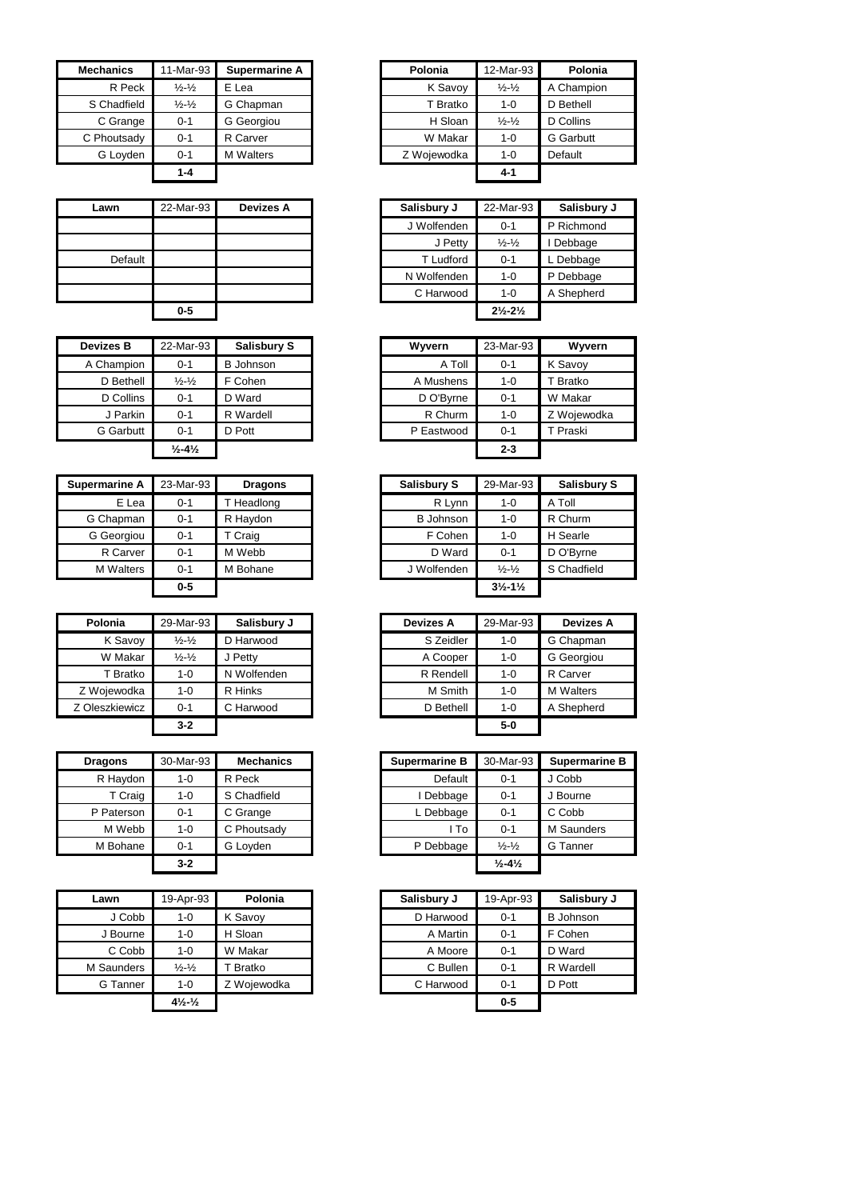| Mechanics | 11-Mar-93 | Supermarine A |
|---|---|---|
| R Peck | ½-½ | E Lea |
| S Chadfield | ½-½ | G Chapman |
| C Grange | 0-1 | G Georgiou |
| C Phoutsady | 0-1 | R Carver |
| G Loyden | 0-1 | M Walters |
| | 1-4 | |

| Polonia | 12-Mar-93 | Polonia |
|---|---|---|
| K Savoy | ½-½ | A Champion |
| T Bratko | 1-0 | D Bethell |
| H Sloan | ½-½ | D Collins |
| W Makar | 1-0 | G Garbutt |
| Z Wojewodka | 1-0 | Default |
| | 4-1 | |

| Lawn | 22-Mar-93 | Devizes A |
|---|---|---|
| | | |
| | | |
| Default | | |
| | | |
| | | |
| | 0-5 | |

| Salisbury J | 22-Mar-93 | Salisbury J |
|---|---|---|
| J Wolfenden | 0-1 | P Richmond |
| J Petty | ½-½ | I Debbage |
| T Ludford | 0-1 | L Debbage |
| N Wolfenden | 1-0 | P Debbage |
| C Harwood | 1-0 | A Shepherd |
| | 2½-2½ | |

| Devizes B | 22-Mar-93 | Salisbury S |
|---|---|---|
| A Champion | 0-1 | B Johnson |
| D Bethell | ½-½ | F Cohen |
| D Collins | 0-1 | D Ward |
| J Parkin | 0-1 | R Wardell |
| G Garbutt | 0-1 | D Pott |
| | ½-4½ | |

| Wyvern | 23-Mar-93 | Wyvern |
|---|---|---|
| A Toll | 0-1 | K Savoy |
| A Mushens | 1-0 | T Bratko |
| D O'Byrne | 0-1 | W Makar |
| R Churm | 1-0 | Z Wojewodka |
| P Eastwood | 0-1 | T Praski |
| | 2-3 | |

| Supermarine A | 23-Mar-93 | Dragons |
|---|---|---|
| E Lea | 0-1 | T Headlong |
| G Chapman | 0-1 | R Haydon |
| G Georgiou | 0-1 | T Craig |
| R Carver | 0-1 | M Webb |
| M Walters | 0-1 | M Bohane |
| | 0-5 | |

| Salisbury S | 29-Mar-93 | Salisbury S |
|---|---|---|
| R Lynn | 1-0 | A Toll |
| B Johnson | 1-0 | R Churm |
| F Cohen | 1-0 | H Searle |
| D Ward | 0-1 | D O'Byrne |
| J Wolfenden | ½-½ | S Chadfield |
| | 3½-1½ | |

| Polonia | 29-Mar-93 | Salisbury J |
|---|---|---|
| K Savoy | ½-½ | D Harwood |
| W Makar | ½-½ | J Petty |
| T Bratko | 1-0 | N Wolfenden |
| Z Wojewodka | 1-0 | R Hinks |
| Z Oleszkiewicz | 0-1 | C Harwood |
| | 3-2 | |

| Devizes A | 29-Mar-93 | Devizes A |
|---|---|---|
| S Zeidler | 1-0 | G Chapman |
| A Cooper | 1-0 | G Georgiou |
| R Rendell | 1-0 | R Carver |
| M Smith | 1-0 | M Walters |
| D Bethell | 1-0 | A Shepherd |
| | 5-0 | |

| Dragons | 30-Mar-93 | Mechanics |
|---|---|---|
| R Haydon | 1-0 | R Peck |
| T Craig | 1-0 | S Chadfield |
| P Paterson | 0-1 | C Grange |
| M Webb | 1-0 | C Phoutsady |
| M Bohane | 0-1 | G Loyden |
| | 3-2 | |

| Supermarine B | 30-Mar-93 | Supermarine B |
|---|---|---|
| Default | 0-1 | J Cobb |
| I Debbage | 0-1 | J Bourne |
| L Debbage | 0-1 | C Cobb |
| I To | 0-1 | M Saunders |
| P Debbage | ½-½ | G Tanner |
| | ½-4½ | |

| Lawn | 19-Apr-93 | Polonia |
|---|---|---|
| J Cobb | 1-0 | K Savoy |
| J Bourne | 1-0 | H Sloan |
| C Cobb | 1-0 | W Makar |
| M Saunders | ½-½ | T Bratko |
| G Tanner | 1-0 | Z Wojewodka |
| | 4½-½ | |

| Salisbury J | 19-Apr-93 | Salisbury J |
|---|---|---|
| D Harwood | 0-1 | B Johnson |
| A Martin | 0-1 | F Cohen |
| A Moore | 0-1 | D Ward |
| C Bullen | 0-1 | R Wardell |
| C Harwood | 0-1 | D Pott |
| | 0-5 | |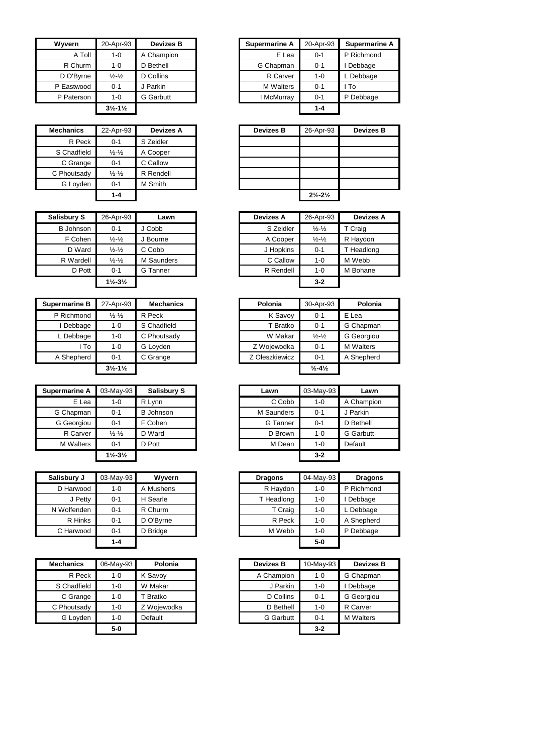| Wyvern | 20-Apr-93 | Devizes B |
|---|---|---|
| A Toll | 1-0 | A Champion |
| R Churm | 1-0 | D Bethell |
| D O'Byrne | ½-½ | D Collins |
| P Eastwood | 0-1 | J Parkin |
| P Paterson | 1-0 | G Garbutt |
| | 3½-1½ | |

| Supermarine A | 20-Apr-93 | Supermarine A |
|---|---|---|
| E Lea | 0-1 | P Richmond |
| G Chapman | 0-1 | I Debbage |
| R Carver | 1-0 | L Debbage |
| M Walters | 0-1 | I To |
| I McMurray | 0-1 | P Debbage |
| | 1-4 | |

| Mechanics | 22-Apr-93 | Devizes A |
|---|---|---|
| R Peck | 0-1 | S Zeidler |
| S Chadfield | ½-½ | A Cooper |
| C Grange | 0-1 | C Callow |
| C Phoutsady | ½-½ | R Rendell |
| G Loyden | 0-1 | M Smith |
| | 1-4 | |

| Devizes B | 26-Apr-93 | Devizes B |
|---|---|---|
| | | |
| | | |
| | | |
| | | |
| | | |
| | 2½-2½ | |

| Salisbury S | 26-Apr-93 | Lawn |
|---|---|---|
| B Johnson | 0-1 | J Cobb |
| F Cohen | ½-½ | J Bourne |
| D Ward | ½-½ | C Cobb |
| R Wardell | ½-½ | M Saunders |
| D Pott | 0-1 | G Tanner |
| | 1½-3½ | |

| Devizes A | 26-Apr-93 | Devizes A |
|---|---|---|
| S Zeidler | ½-½ | T Craig |
| A Cooper | ½-½ | R Haydon |
| J Hopkins | 0-1 | T Headlong |
| C Callow | 1-0 | M Webb |
| R Rendell | 1-0 | M Bohane |
| | 3-2 | |

| Supermarine B | 27-Apr-93 | Mechanics |
|---|---|---|
| P Richmond | ½-½ | R Peck |
| I Debbage | 1-0 | S Chadfield |
| L Debbage | 1-0 | C Phoutsady |
| I To | 1-0 | G Loyden |
| A Shepherd | 0-1 | C Grange |
| | 3½-1½ | |

| Polonia | 30-Apr-93 | Polonia |
|---|---|---|
| K Savoy | 0-1 | E Lea |
| T Bratko | 0-1 | G Chapman |
| W Makar | ½-½ | G Georgiou |
| Z Wojewodka | 0-1 | M Walters |
| Z Oleszkiewicz | 0-1 | A Shepherd |
| | ½-4½ | |

| Supermarine A | 03-May-93 | Salisbury S |
|---|---|---|
| E Lea | 1-0 | R Lynn |
| G Chapman | 0-1 | B Johnson |
| G Georgiou | 0-1 | F Cohen |
| R Carver | ½-½ | D Ward |
| M Walters | 0-1 | D Pott |
| | 1½-3½ | |

| Lawn | 03-May-93 | Lawn |
|---|---|---|
| C Cobb | 1-0 | A Champion |
| M Saunders | 0-1 | J Parkin |
| G Tanner | 0-1 | D Bethell |
| D Brown | 1-0 | G Garbutt |
| M Dean | 1-0 | Default |
| | 3-2 | |

| Salisbury J | 03-May-93 | Wyvern |
|---|---|---|
| D Harwood | 1-0 | A Mushens |
| J Petty | 0-1 | H Searle |
| N Wolfenden | 0-1 | R Churm |
| R Hinks | 0-1 | D O'Byrne |
| C Harwood | 0-1 | D Bridge |
| | 1-4 | |

| Dragons | 04-May-93 | Dragons |
|---|---|---|
| R Haydon | 1-0 | P Richmond |
| T Headlong | 1-0 | I Debbage |
| T Craig | 1-0 | L Debbage |
| R Peck | 1-0 | A Shepherd |
| M Webb | 1-0 | P Debbage |
| | 5-0 | |

| Mechanics | 06-May-93 | Polonia |
|---|---|---|
| R Peck | 1-0 | K Savoy |
| S Chadfield | 1-0 | W Makar |
| C Grange | 1-0 | T Bratko |
| C Phoutsady | 1-0 | Z Wojewodka |
| G Loyden | 1-0 | Default |
| | 5-0 | |

| Devizes B | 10-May-93 | Devizes B |
|---|---|---|
| A Champion | 1-0 | G Chapman |
| J Parkin | 1-0 | I Debbage |
| D Collins | 0-1 | G Georgiou |
| D Bethell | 1-0 | R Carver |
| G Garbutt | 0-1 | M Walters |
| | 3-2 | |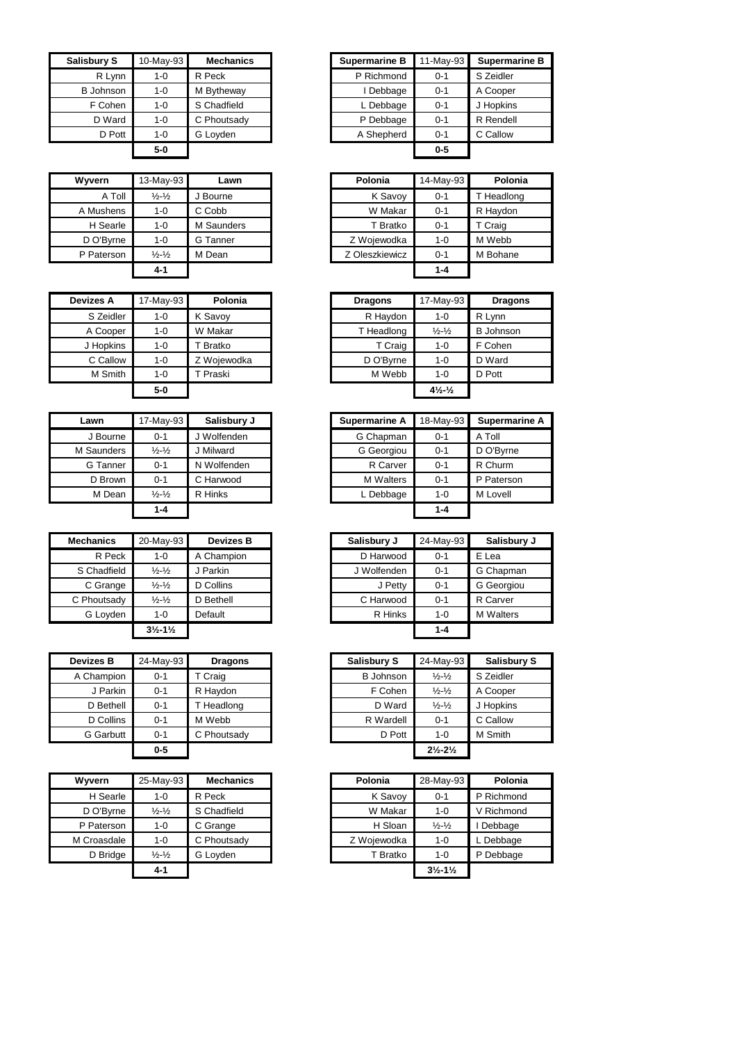| Salisbury S | 10-May-93 | Mechanics |
|---|---|---|
| R Lynn | 1-0 | R Peck |
| B Johnson | 1-0 | M Bytheway |
| F Cohen | 1-0 | S Chadfield |
| D Ward | 1-0 | C Phoutsady |
| D Pott | 1-0 | G Loyden |
| | 5-0 | |

| Supermarine B | 11-May-93 | Supermarine B |
|---|---|---|
| P Richmond | 0-1 | S Zeidler |
| I Debbage | 0-1 | A Cooper |
| L Debbage | 0-1 | J Hopkins |
| P Debbage | 0-1 | R Rendell |
| A Shepherd | 0-1 | C Callow |
| | 0-5 | |

| Wyvern | 13-May-93 | Lawn |
|---|---|---|
| A Toll | ½-½ | J Bourne |
| A Mushens | 1-0 | C Cobb |
| H Searle | 1-0 | M Saunders |
| D O'Byrne | 1-0 | G Tanner |
| P Paterson | ½-½ | M Dean |
| | 4-1 | |

| Polonia | 14-May-93 | Polonia |
|---|---|---|
| K Savoy | 0-1 | T Headlong |
| W Makar | 0-1 | R Haydon |
| T Bratko | 0-1 | T Craig |
| Z Wojewodka | 1-0 | M Webb |
| Z Oleszkiewicz | 0-1 | M Bohane |
| | 1-4 | |

| Devizes A | 17-May-93 | Polonia |
|---|---|---|
| S Zeidler | 1-0 | K Savoy |
| A Cooper | 1-0 | W Makar |
| J Hopkins | 1-0 | T Bratko |
| C Callow | 1-0 | Z Wojewodka |
| M Smith | 1-0 | T Praski |
| | 5-0 | |

| Dragons | 17-May-93 | Dragons |
|---|---|---|
| R Haydon | 1-0 | R Lynn |
| T Headlong | ½-½ | B Johnson |
| T Craig | 1-0 | F Cohen |
| D O'Byrne | 1-0 | D Ward |
| M Webb | 1-0 | D Pott |
| | 4½-½ | |

| Lawn | 17-May-93 | Salisbury J |
|---|---|---|
| J Bourne | 0-1 | J Wolfenden |
| M Saunders | ½-½ | J Milward |
| G Tanner | 0-1 | N Wolfenden |
| D Brown | 0-1 | C Harwood |
| M Dean | ½-½ | R Hinks |
| | 1-4 | |

| Supermarine A | 18-May-93 | Supermarine A |
|---|---|---|
| G Chapman | 0-1 | A Toll |
| G Georgiou | 0-1 | D O'Byrne |
| R Carver | 0-1 | R Churm |
| M Walters | 0-1 | P Paterson |
| L Debbage | 1-0 | M Lovell |
| | 1-4 | |

| Mechanics | 20-May-93 | Devizes B |
|---|---|---|
| R Peck | 1-0 | A Champion |
| S Chadfield | ½-½ | J Parkin |
| C Grange | ½-½ | D Collins |
| C Phoutsady | ½-½ | D Bethell |
| G Loyden | 1-0 | Default |
| | 3½-1½ | |

| Salisbury J | 24-May-93 | Salisbury J |
|---|---|---|
| D Harwood | 0-1 | E Lea |
| J Wolfenden | 0-1 | G Chapman |
| J Petty | 0-1 | G Georgiou |
| C Harwood | 0-1 | R Carver |
| R Hinks | 1-0 | M Walters |
| | 1-4 | |

| Devizes B | 24-May-93 | Dragons |
|---|---|---|
| A Champion | 0-1 | T Craig |
| J Parkin | 0-1 | R Haydon |
| D Bethell | 0-1 | T Headlong |
| D Collins | 0-1 | M Webb |
| G Garbutt | 0-1 | C Phoutsady |
| | 0-5 | |

| Salisbury S | 24-May-93 | Salisbury S |
|---|---|---|
| B Johnson | ½-½ | S Zeidler |
| F Cohen | ½-½ | A Cooper |
| D Ward | ½-½ | J Hopkins |
| R Wardell | 0-1 | C Callow |
| D Pott | 1-0 | M Smith |
| | 2½-2½ | |

| Wyvern | 25-May-93 | Mechanics |
|---|---|---|
| H Searle | 1-0 | R Peck |
| D O'Byrne | ½-½ | S Chadfield |
| P Paterson | 1-0 | C Grange |
| M Croasdale | 1-0 | C Phoutsady |
| D Bridge | ½-½ | G Loyden |
| | 4-1 | |

| Polonia | 28-May-93 | Polonia |
|---|---|---|
| K Savoy | 0-1 | P Richmond |
| W Makar | 1-0 | V Richmond |
| H Sloan | ½-½ | I Debbage |
| Z Wojewodka | 1-0 | L Debbage |
| T Bratko | 1-0 | P Debbage |
| | 3½-1½ | |